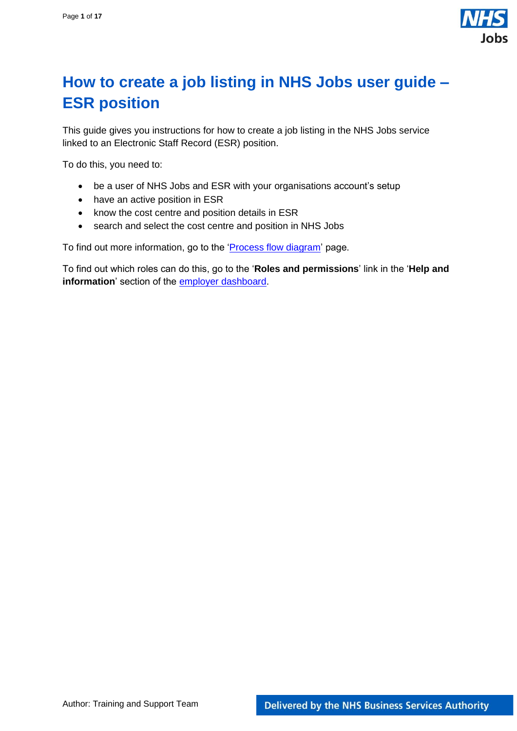# How to create a job listing in NHS Jobs user guide – ESR position

This guide gives you instructions for how to create a job listing in the NHS Jobs service linked to an Electronic Staff Record (ESR) position.

To do this, you need to:

- be a user of NHS Jobs and ESR with your organisations account's setup
- have an active position in ESR
- know the cost centre and position details in ESR
- search and select the cost centre and position in NHS Jobs

To find out more information, go to the 'Process flow diagram' page.

To find out which roles can do this, go to the '**Roles and permissions**' link in the '**Help and information**' section of the employer dashboard.

Author: Training and Support Team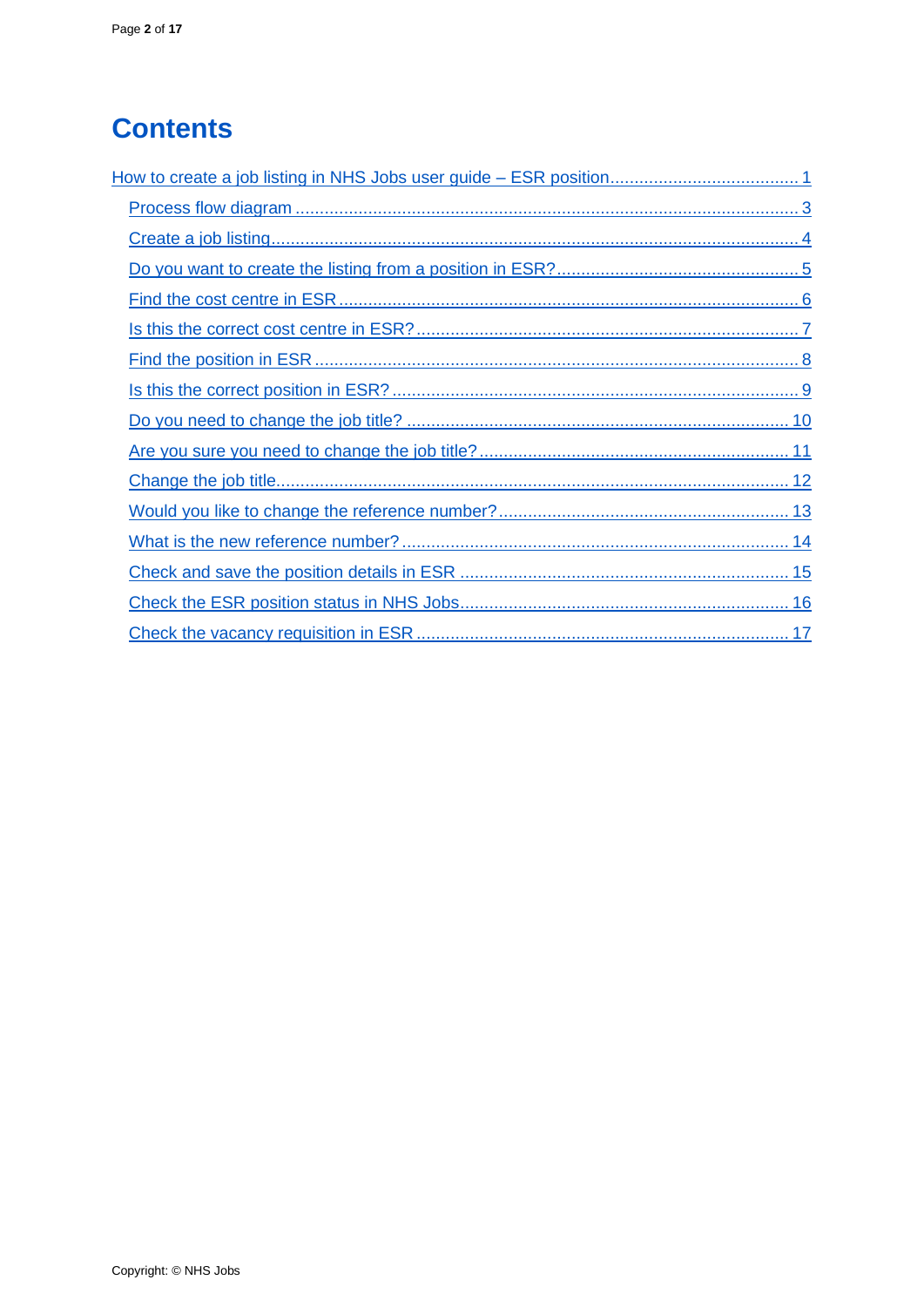# Contents

How to create a job listing in NHS Jobs user guide – ESR position ........ 1

- Process flow diagram ........ 3
- Create a job listing ........ 4
- Do you want to create the listing from a position in ESR? ........ 5
- Find the cost centre in ESR ........ 6
- Is this the correct cost centre in ESR? ........ 7
- Find the position in ESR ........ 8
- Is this the correct position in ESR? ........ 9
- Do you need to change the job title? ........ 10
- Are you sure you need to change the job title? ........ 11
- Change the job title ........ 12
- Would you like to change the reference number? ........ 13
- What is the new reference number? ........ 14
- Check and save the position details in ESR ........ 15
- Check the ESR position status in NHS Jobs ........ 16
- Check the vacancy requisition in ESR ........ 17

Copyright: © NHS Jobs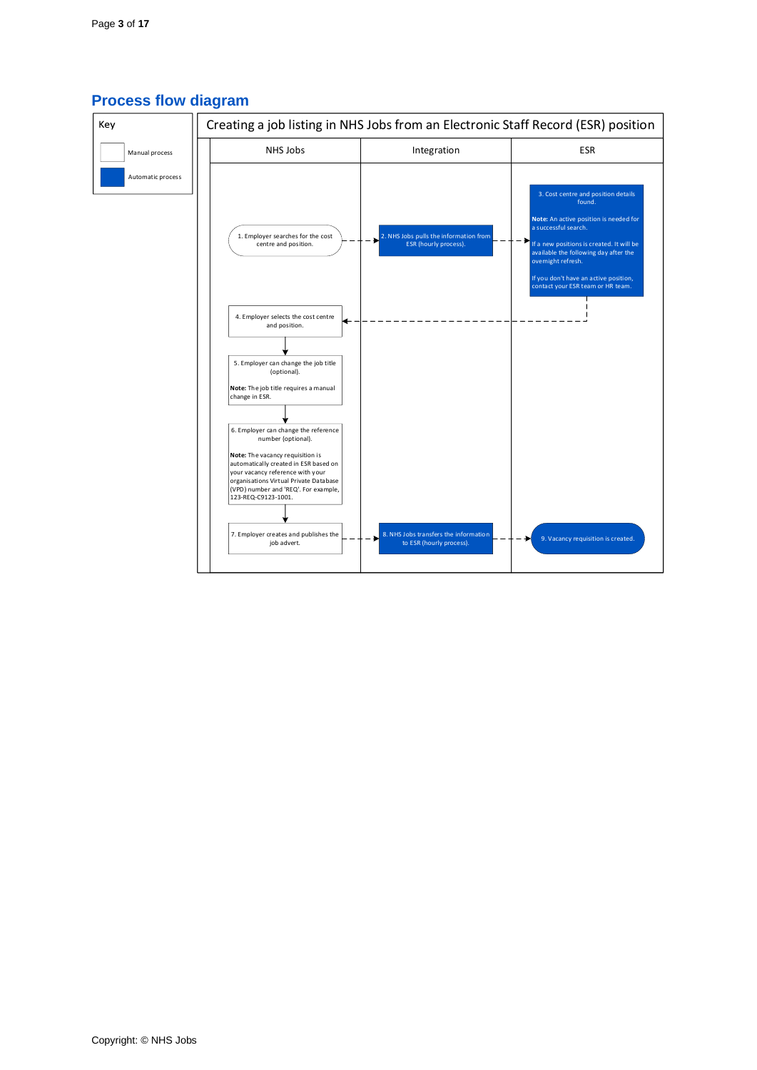## Process flow diagram

**Key**

- Manual process (white box)
- Automatic process (blue box)

**Creating a job listing in NHS Jobs from an Electronic Staff Record (ESR) position**

| NHS Jobs | Integration | ESR |
|---|---|---|
| 1. Employer searches for the cost centre and position. | 2. NHS Jobs pulls the information from ESR (hourly process). | 3. Cost centre and position details found.<br><br>**Note:** An active position is needed for a successful search.<br><br>If a new positions is created. It will be available the following day after the overnight refresh.<br><br>If you don't have an active position, contact your ESR team or HR team. |
| 4. Employer selects the cost centre and position. | | |
| 5. Employer can change the job title (optional).<br><br>**Note:** The job title requires a manual change in ESR. | | |
| 6. Employer can change the reference number (optional).<br><br>**Note:** The vacancy requisition is automatically created in ESR based on your vacancy reference with your organisations Virtual Private Database (VPD) number and 'REQ'. For example, 123-REQ-C9123-1001. | | |
| 7. Employer creates and publishes the job advert. | 8. NHS Jobs transfers the information to ESR (hourly process). | 9. Vacancy requisition is created. |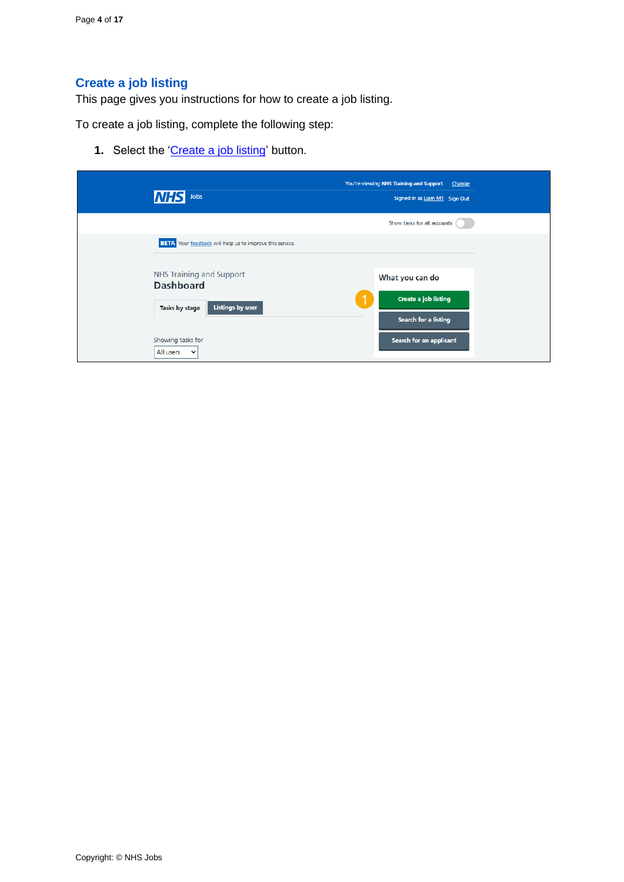## Create a job listing

This page gives you instructions for how to create a job listing.

To create a job listing, complete the following step:

1. Select the 'Create a job listing' button.

Copyright: © NHS Jobs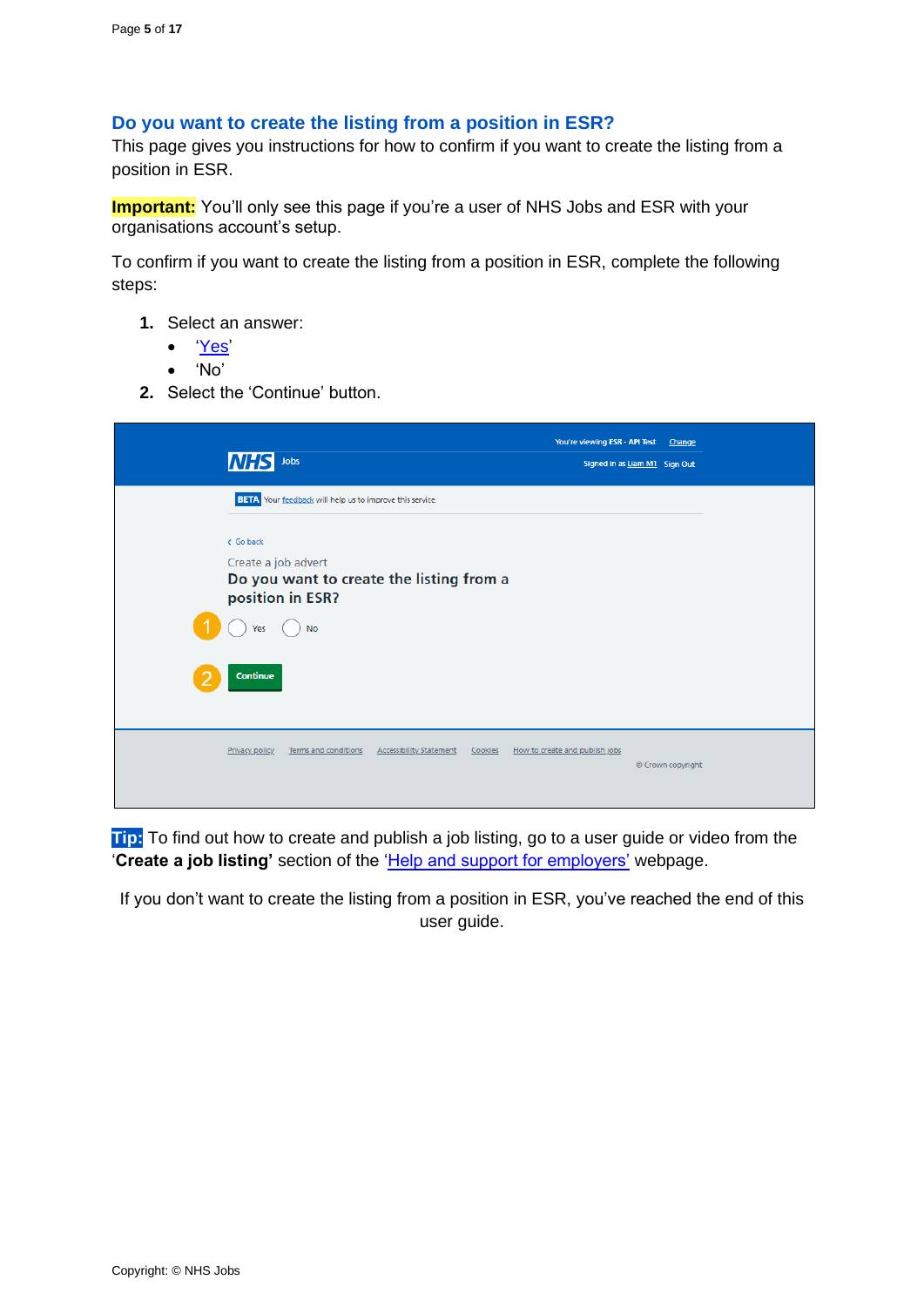## Do you want to create the listing from a position in ESR?

This page gives you instructions for how to confirm if you want to create the listing from a position in ESR.

**Important:** You'll only see this page if you're a user of NHS Jobs and ESR with your organisations account's setup.

To confirm if you want to create the listing from a position in ESR, complete the following steps:

1. Select an answer:
   - 'Yes'
   - 'No'
2. Select the 'Continue' button.

**Tip:** To find out how to create and publish a job listing, go to a user guide or video from the '**Create a job listing'** section of the 'Help and support for employers' webpage.

If you don't want to create the listing from a position in ESR, you've reached the end of this user guide.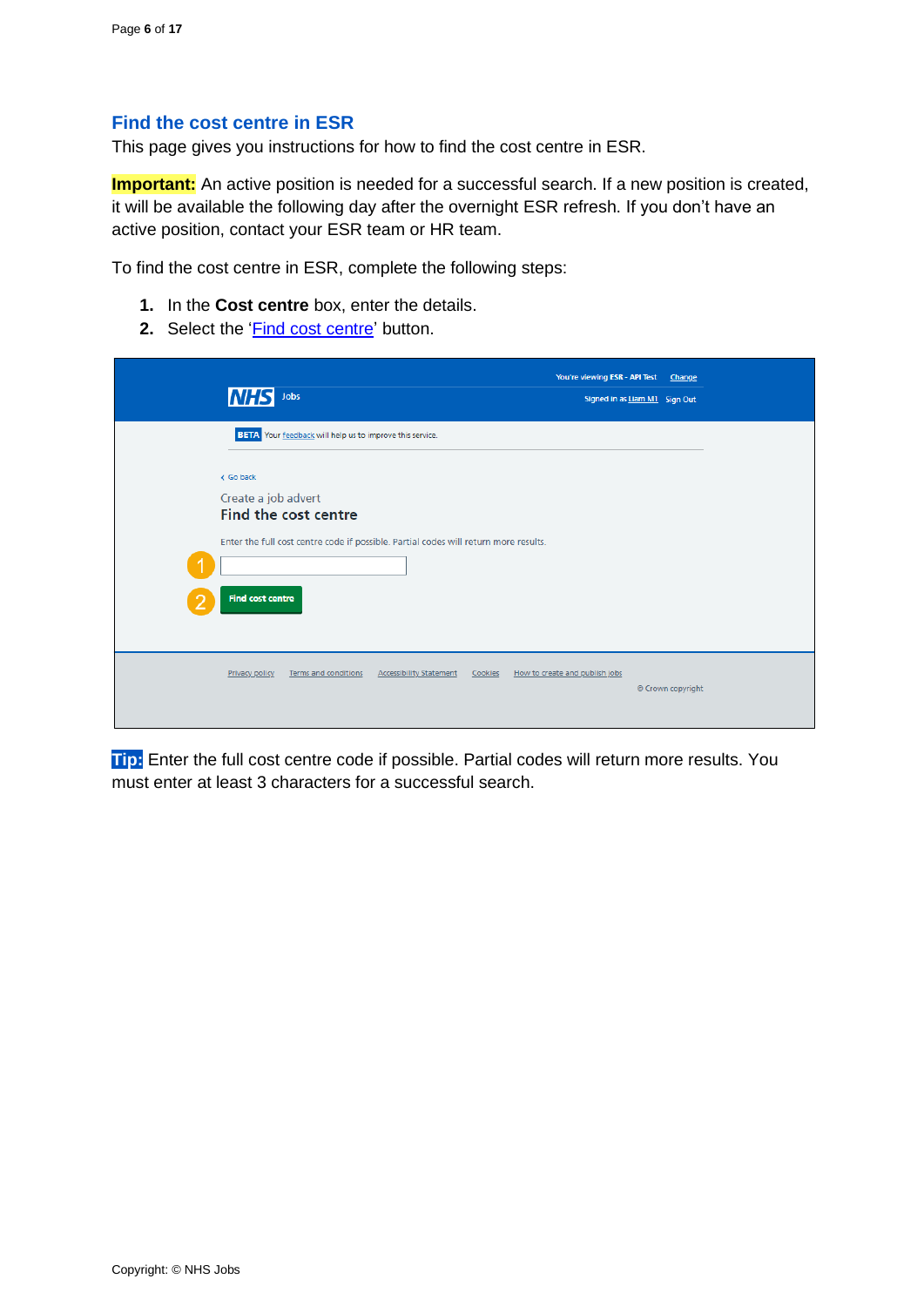## Find the cost centre in ESR

This page gives you instructions for how to find the cost centre in ESR.

**Important:** An active position is needed for a successful search. If a new position is created, it will be available the following day after the overnight ESR refresh. If you don't have an active position, contact your ESR team or HR team.

To find the cost centre in ESR, complete the following steps:

1. In the **Cost centre** box, enter the details.
2. Select the 'Find cost centre' button.

**Tip:** Enter the full cost centre code if possible. Partial codes will return more results. You must enter at least 3 characters for a successful search.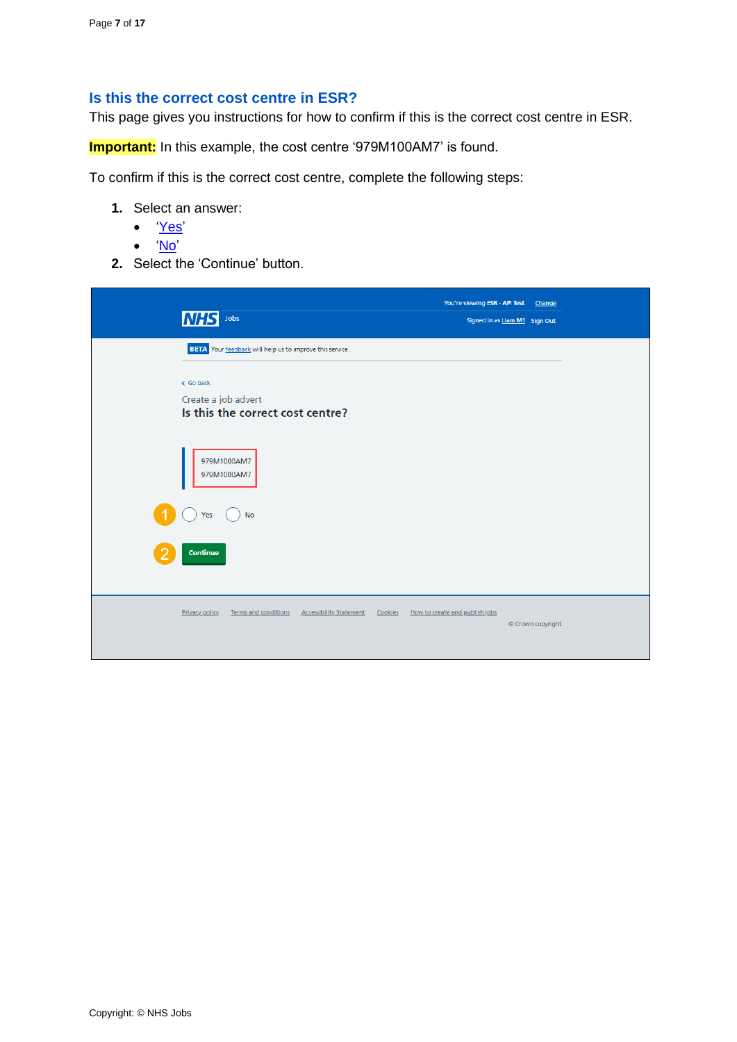## Is this the correct cost centre in ESR?

This page gives you instructions for how to confirm if this is the correct cost centre in ESR.

**Important:** In this example, the cost centre '979M100AM7' is found.

To confirm if this is the correct cost centre, complete the following steps:

1. Select an answer:
   - 'Yes'
   - 'No'
2. Select the 'Continue' button.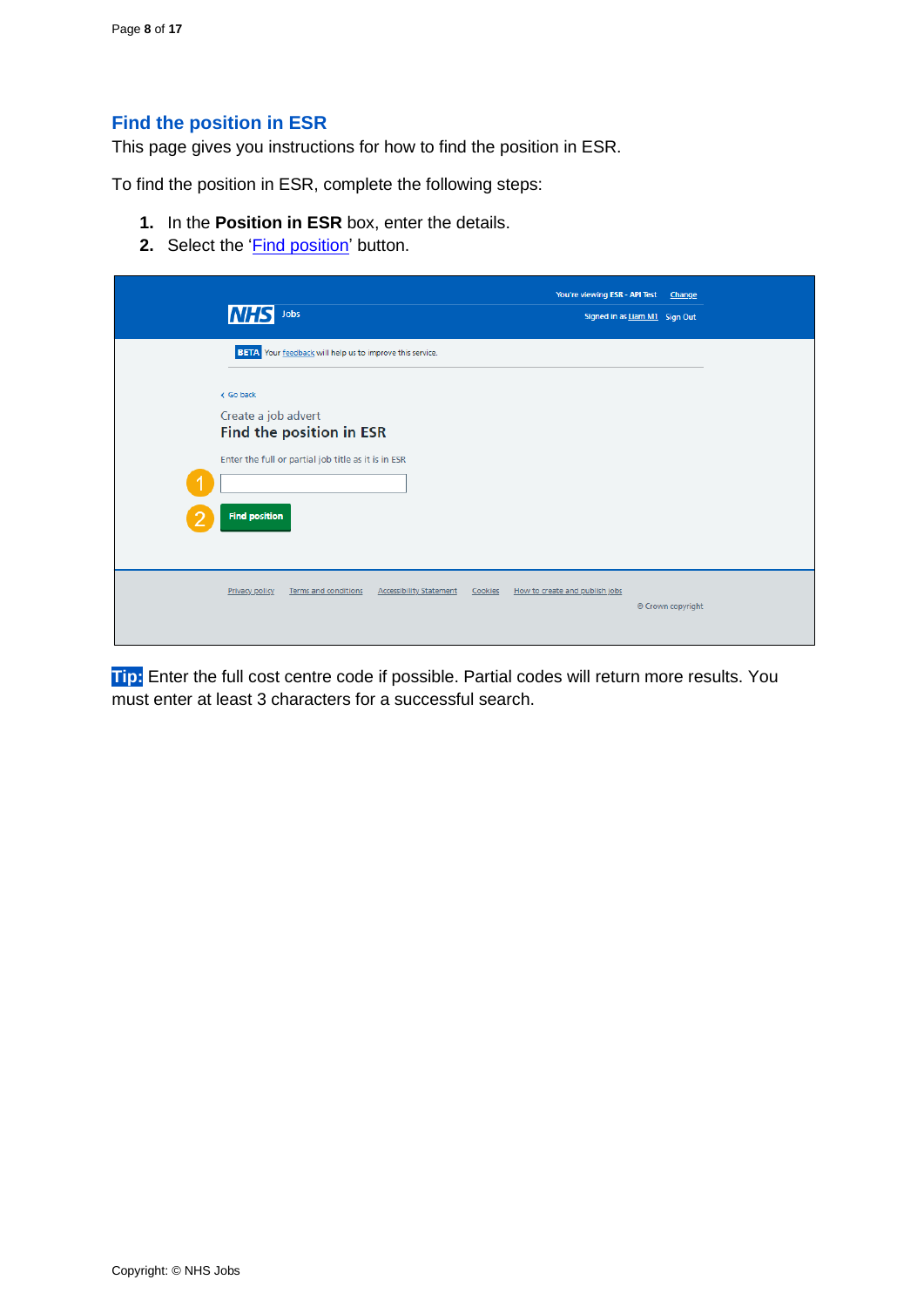## Find the position in ESR

This page gives you instructions for how to find the position in ESR.

To find the position in ESR, complete the following steps:

1. In the **Position in ESR** box, enter the details.
2. Select the 'Find position' button.

**Tip:** Enter the full cost centre code if possible. Partial codes will return more results. You must enter at least 3 characters for a successful search.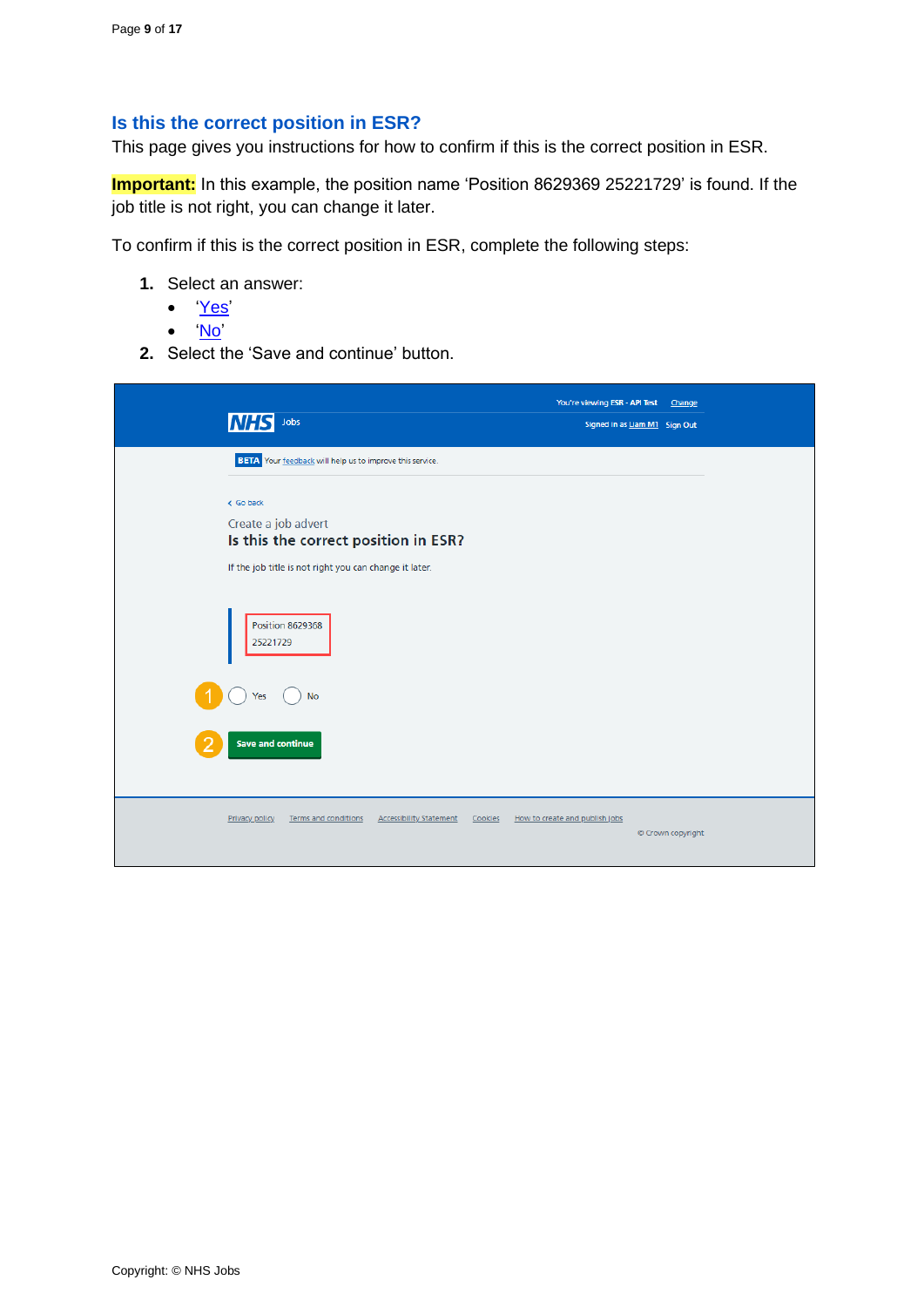## Is this the correct position in ESR?

This page gives you instructions for how to confirm if this is the correct position in ESR.

**Important:** In this example, the position name 'Position 8629369 25221729' is found. If the job title is not right, you can change it later.

To confirm if this is the correct position in ESR, complete the following steps:

1. Select an answer:
   - 'Yes'
   - 'No'
2. Select the 'Save and continue' button.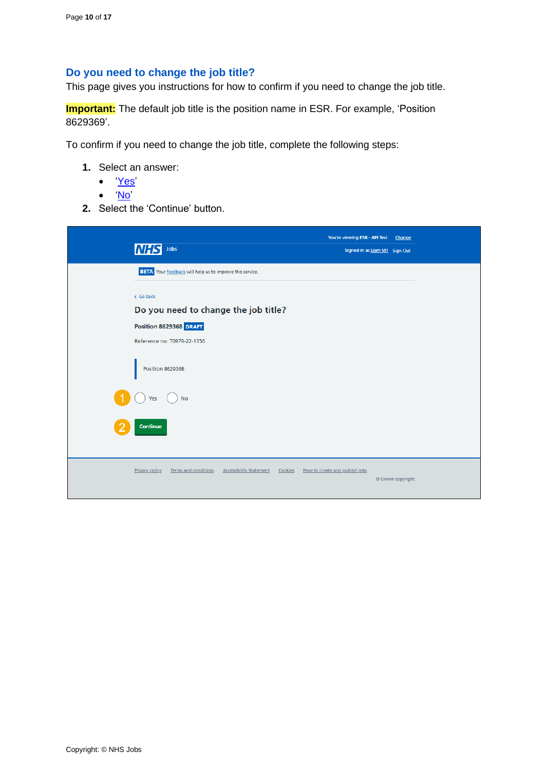## Do you need to change the job title?

This page gives you instructions for how to confirm if you need to change the job title.

**Important:** The default job title is the position name in ESR. For example, ‘Position 8629369’.

To confirm if you need to change the job title, complete the following steps:

1. Select an answer:
    - ‘Yes’
    - ‘No’
2. Select the ‘Continue’ button.

You're viewing ESR - API Test Change

NHS Jobs

Signed in as Liam M1 Sign Out

BETA Your feedback will help us to improve this service.

Go back

Do you need to change the job title?

Position 8629368 DRAFT

Reference no: T0979-22-1356

Position 8629368

1 Yes No

2 Continue

Privacy policy Terms and conditions Accessibility Statement Cookies How to create and publish jobs

© Crown copyright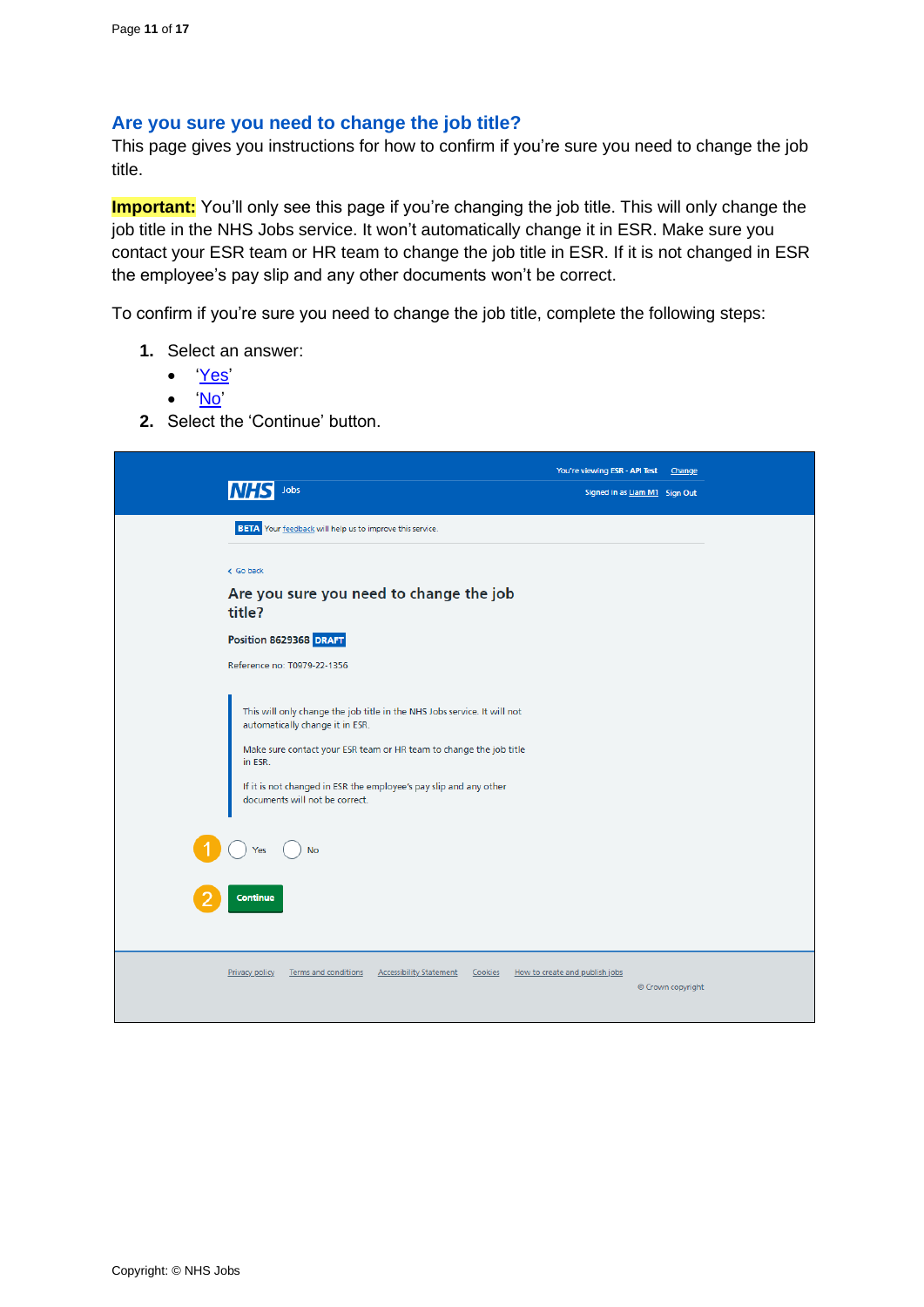## Are you sure you need to change the job title?

This page gives you instructions for how to confirm if you're sure you need to change the job title.

**Important:** You'll only see this page if you're changing the job title. This will only change the job title in the NHS Jobs service. It won't automatically change it in ESR. Make sure you contact your ESR team or HR team to change the job title in ESR. If it is not changed in ESR the employee's pay slip and any other documents won't be correct.

To confirm if you're sure you need to change the job title, complete the following steps:

1. Select an answer:
   - 'Yes'
   - 'No'
2. Select the 'Continue' button.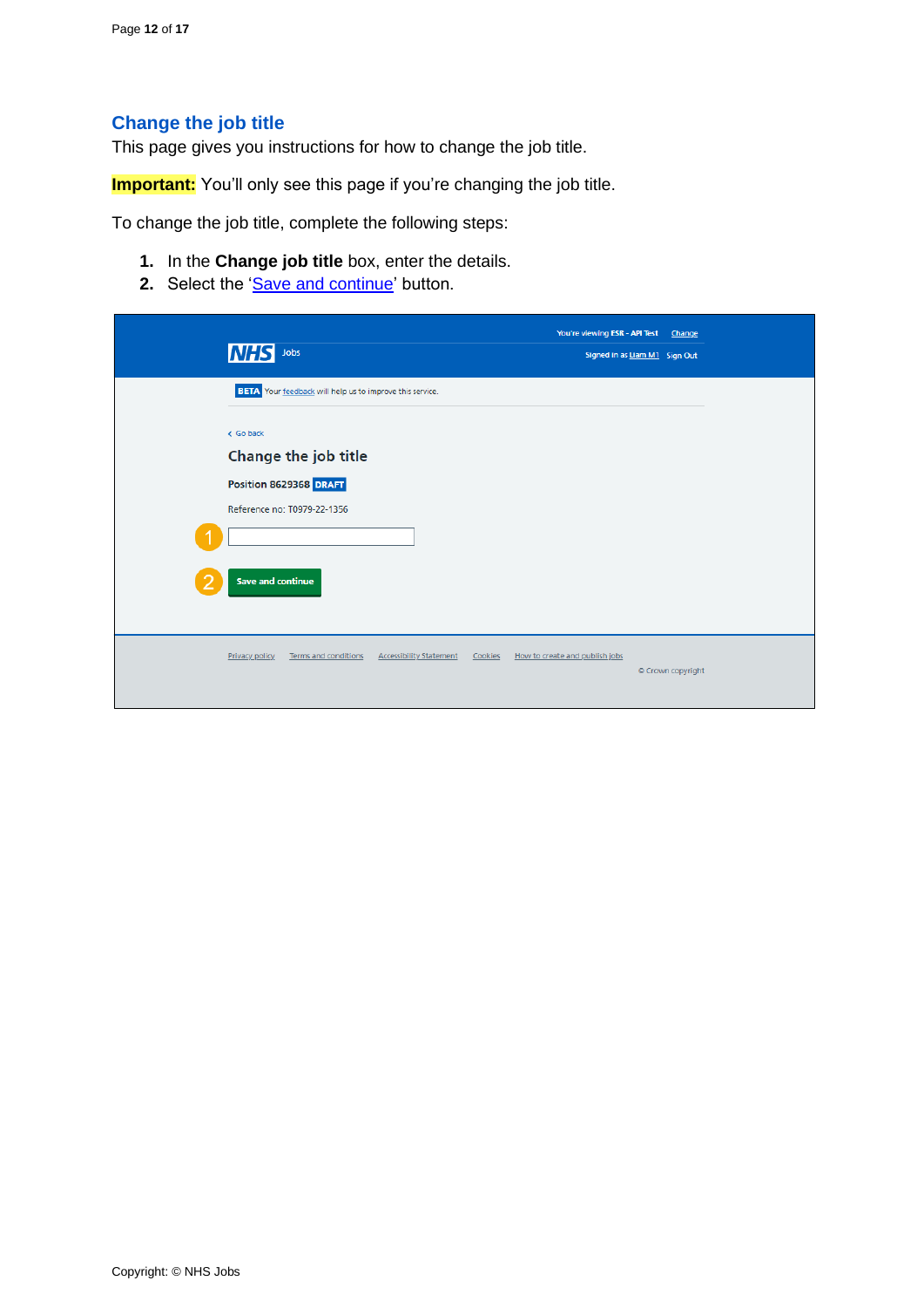## Change the job title

This page gives you instructions for how to change the job title.

**Important:** You'll only see this page if you're changing the job title.

To change the job title, complete the following steps:

1. In the **Change job title** box, enter the details.
2. Select the 'Save and continue' button.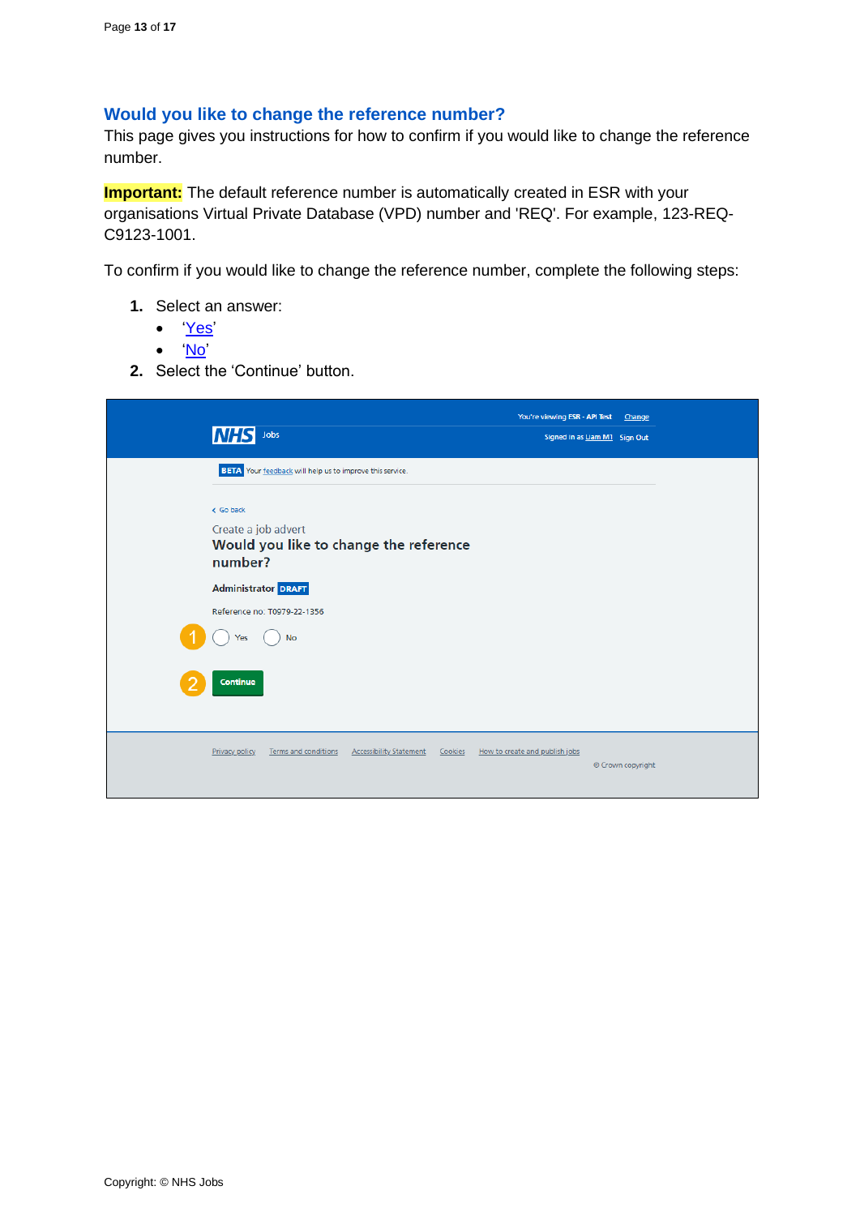## Would you like to change the reference number?

This page gives you instructions for how to confirm if you would like to change the reference number.

**Important:** The default reference number is automatically created in ESR with your organisations Virtual Private Database (VPD) number and 'REQ'. For example, 123-REQ-C9123-1001.

To confirm if you would like to change the reference number, complete the following steps:

1. Select an answer:
   - 'Yes'
   - 'No'
2. Select the 'Continue' button.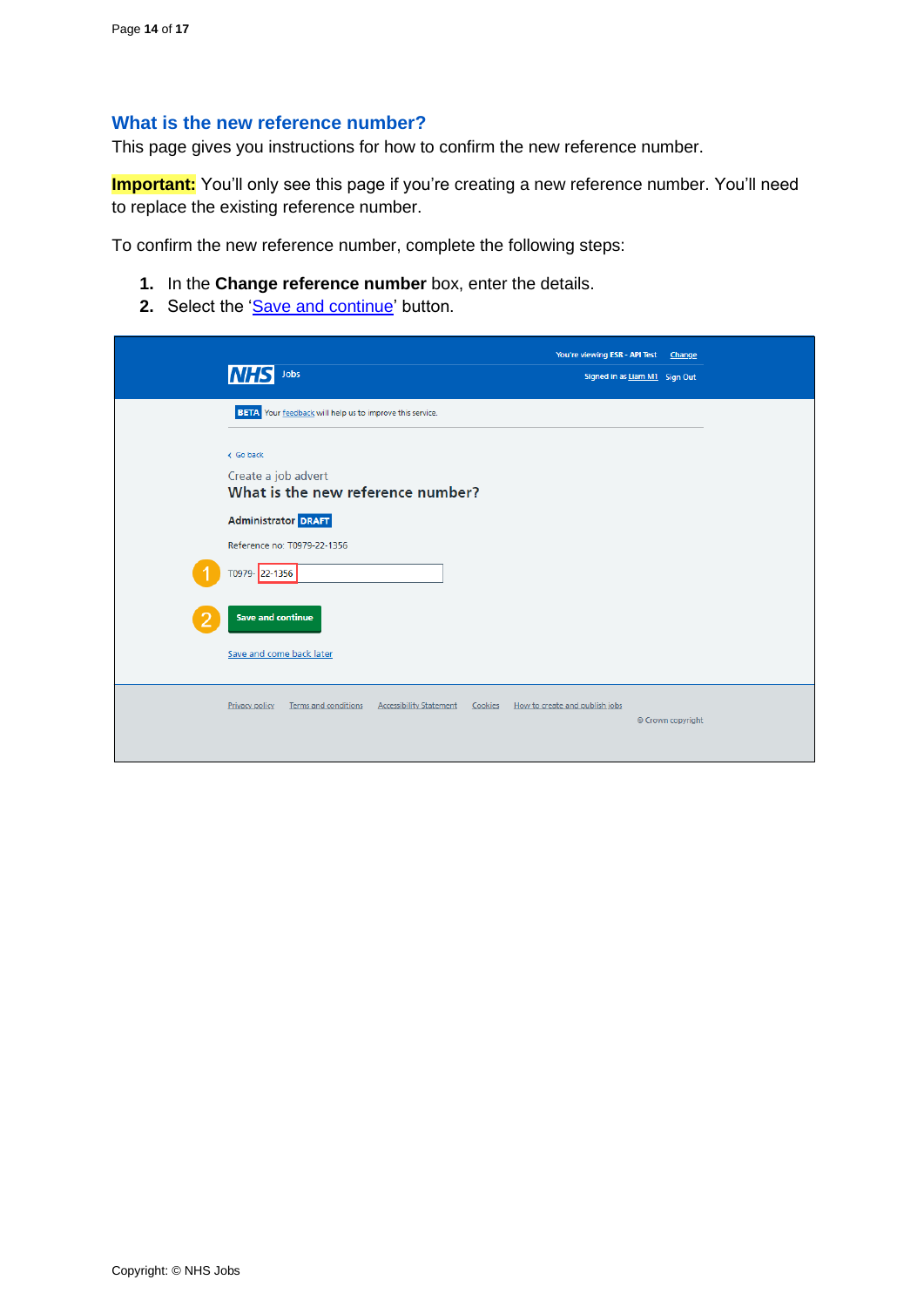## What is the new reference number?

This page gives you instructions for how to confirm the new reference number.

**Important:** You'll only see this page if you're creating a new reference number. You'll need to replace the existing reference number.

To confirm the new reference number, complete the following steps:

1. In the **Change reference number** box, enter the details.
2. Select the 'Save and continue' button.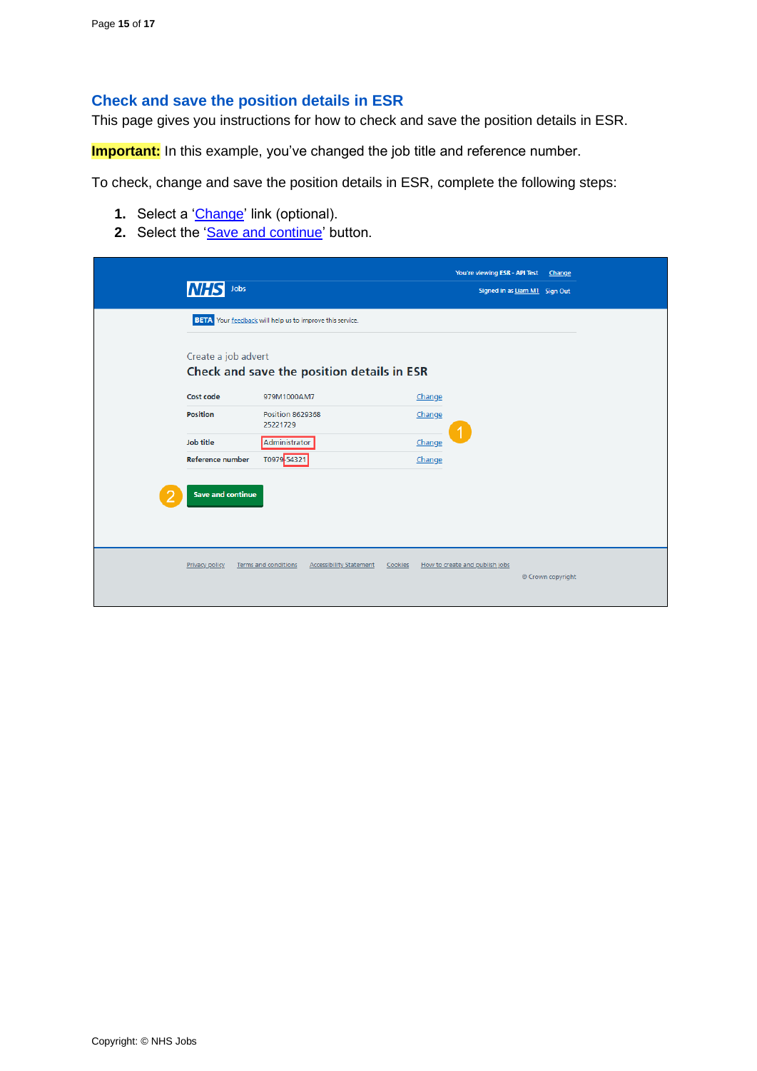## Check and save the position details in ESR

This page gives you instructions for how to check and save the position details in ESR.

**Important:** In this example, you've changed the job title and reference number.

To check, change and save the position details in ESR, complete the following steps:

1. Select a 'Change' link (optional).
2. Select the 'Save and continue' button.

You're viewing ESR - API Test Change

NHS Jobs

Signed in as Liam M1 Sign Out

BETA Your feedback will help us to improve this service.

Create a job advert

### Check and save the position details in ESR

| | | |
|---|---|---|
| Cost code | 979M1000AM7 | Change |
| Position | Position 8629368 25221729 | Change |
| Job title | Administrator | Change |
| Reference number | T0979-54321 | Change |

Save and continue

Privacy policy Terms and conditions Accessibility Statement Cookies How to create and publish jobs

© Crown copyright

Copyright: © NHS Jobs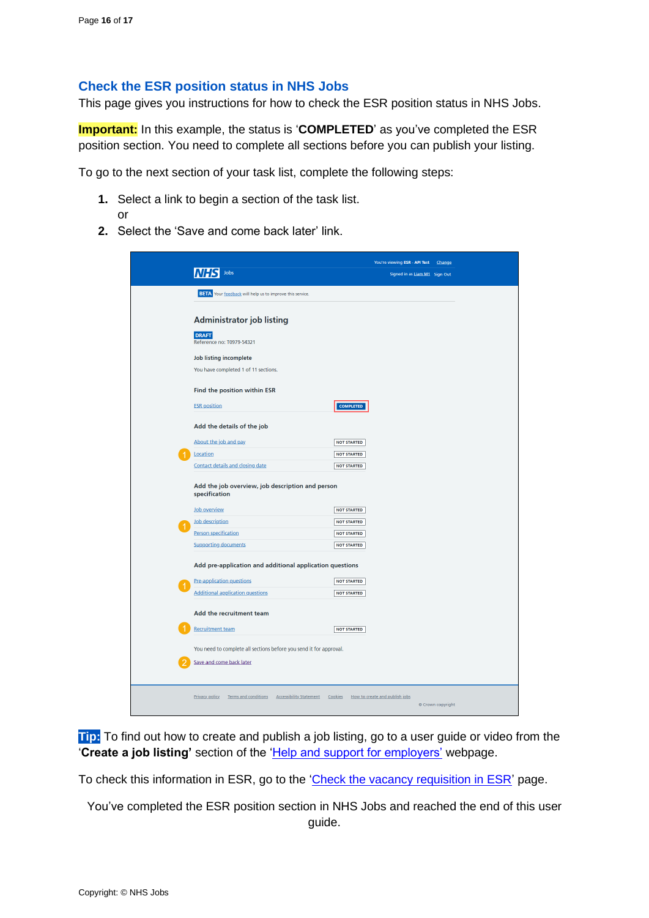## Check the ESR position status in NHS Jobs

This page gives you instructions for how to check the ESR position status in NHS Jobs.

**Important:** In this example, the status is '**COMPLETED**' as you've completed the ESR position section. You need to complete all sections before you can publish your listing.

To go to the next section of your task list, complete the following steps:

1. Select a link to begin a section of the task list.
   or
2. Select the 'Save and come back later' link.

**Tip:** To find out how to create and publish a job listing, go to a user guide or video from the '**Create a job listing**' section of the 'Help and support for employers' webpage.

To check this information in ESR, go to the 'Check the vacancy requisition in ESR' page.

You've completed the ESR position section in NHS Jobs and reached the end of this user guide.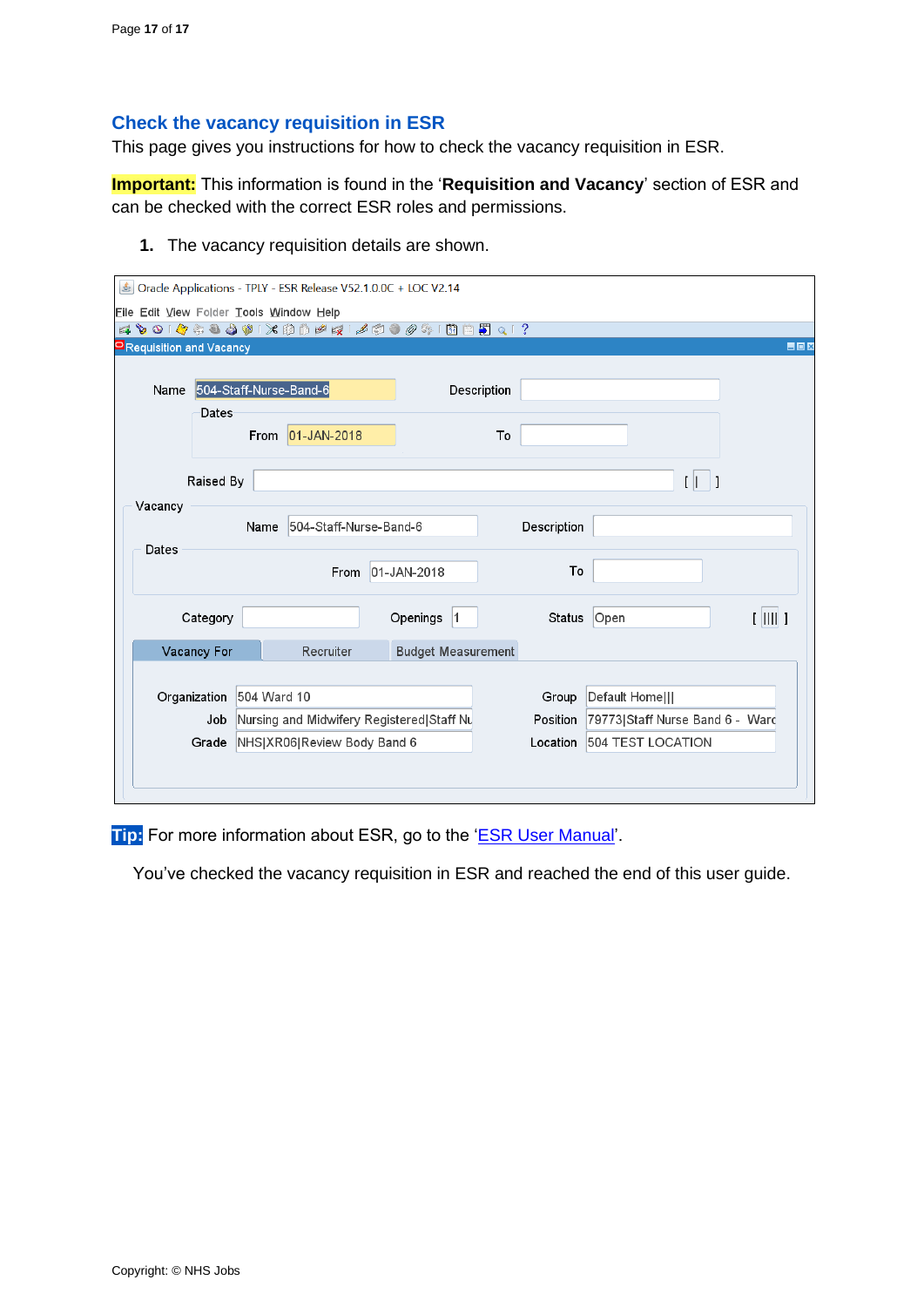## Check the vacancy requisition in ESR

This page gives you instructions for how to check the vacancy requisition in ESR.

**Important:** This information is found in the '**Requisition and Vacancy**' section of ESR and can be checked with the correct ESR roles and permissions.

1. The vacancy requisition details are shown.

Oracle Applications - TPLY - ESR Release V52.1.0.0C + LOC V2.14

File Edit View Folder Tools Window Help

Requisition and Vacancy

Name: 504-Staff-Nurse-Band-6
Description:
Dates
From: 01-JAN-2018
To:
Raised By:

Vacancy
Name: 504-Staff-Nurse-Band-6
Description:
Dates
From: 01-JAN-2018
To:
Category:
Openings: 1
Status: Open

Vacancy For | Recruiter | Budget Measurement

Organization: 504 Ward 10
Job: Nursing and Midwifery Registered|Staff Nu
Grade: NHS|XR06|Review Body Band 6
Group: Default Home|||
Position: 79773|Staff Nurse Band 6 - Warc
Location: 504 TEST LOCATION

**Tip:** For more information about ESR, go to the '[ESR User Manual](#)'.

You've checked the vacancy requisition in ESR and reached the end of this user guide.

Copyright: © NHS Jobs